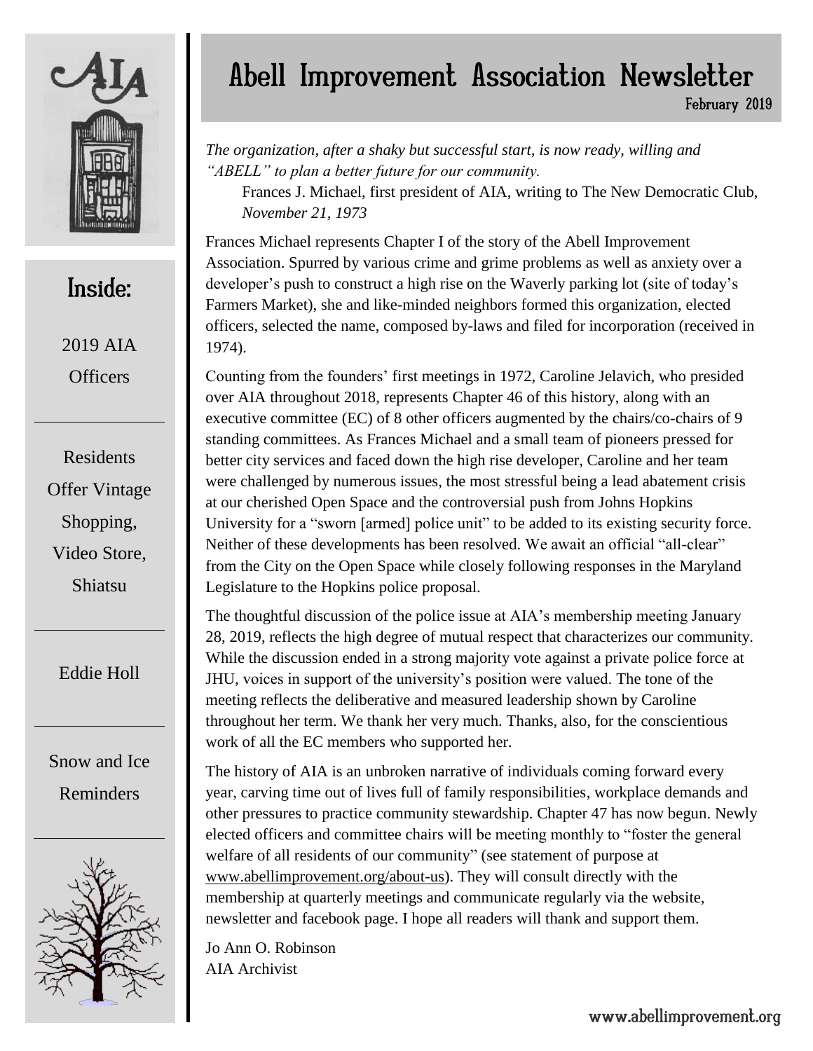# Abell Improvement Association Newsletter

February 2019

AIA

## Inside:

2019 AIA Officers

Residents Offer Vintage Shopping, Video Store, Shiatsu

Eddie Holl

Snow and Ice Reminders

---

*The organization, after a shaky but successful start, is now ready, willing and "ABELL" to plan a better future for our community.*

Frances J. Michael, first president of AIA, writing to The New Democratic Club, *November 21, 1973*

Frances Michael represents Chapter I of the story of the Abell Improvement Association. Spurred by various crime and grime problems as well as anxiety over a developer's push to construct a high rise on the Waverly parking lot (site of today's Farmers Market), she and like-minded neighbors formed this organization, elected officers, selected the name, composed by-laws and filed for incorporation (received in 1974).

Counting from the founders' first meetings in 1972, Caroline Jelavich, who presided over AIA throughout 2018, represents Chapter 46 of this history, along with an executive committee (EC) of 8 other officers augmented by the chairs/co-chairs of 9 standing committees. As Frances Michael and a small team of pioneers pressed for better city services and faced down the high rise developer, Caroline and her team were challenged by numerous issues, the most stressful being a lead abatement crisis at our cherished Open Space and the controversial push from Johns Hopkins University for a "sworn [armed] police unit" to be added to its existing security force. Neither of these developments has been resolved. We await an official "all-clear" from the City on the Open Space while closely following responses in the Maryland Legislature to the Hopkins police proposal.

The thoughtful discussion of the police issue at AIA's membership meeting January 28, 2019, reflects the high degree of mutual respect that characterizes our community. While the discussion ended in a strong majority vote against a private police force at JHU, voices in support of the university's position were valued. The tone of the meeting reflects the deliberative and measured leadership shown by Caroline throughout her term. We thank her very much. Thanks, also, for the conscientious work of all the EC members who supported her.

The history of AIA is an unbroken narrative of individuals coming forward every year, carving time out of lives full of family responsibilities, workplace demands and other pressures to practice community stewardship. Chapter 47 has now begun. Newly elected officers and committee chairs will be meeting monthly to "foster the general welfare of all residents of our community" (see statement of purpose at www.abellimprovement.org/about-us). They will consult directly with the membership at quarterly meetings and communicate regularly via the website, newsletter and facebook page. I hope all readers will thank and support them.

Jo Ann O. Robinson
AIA Archivist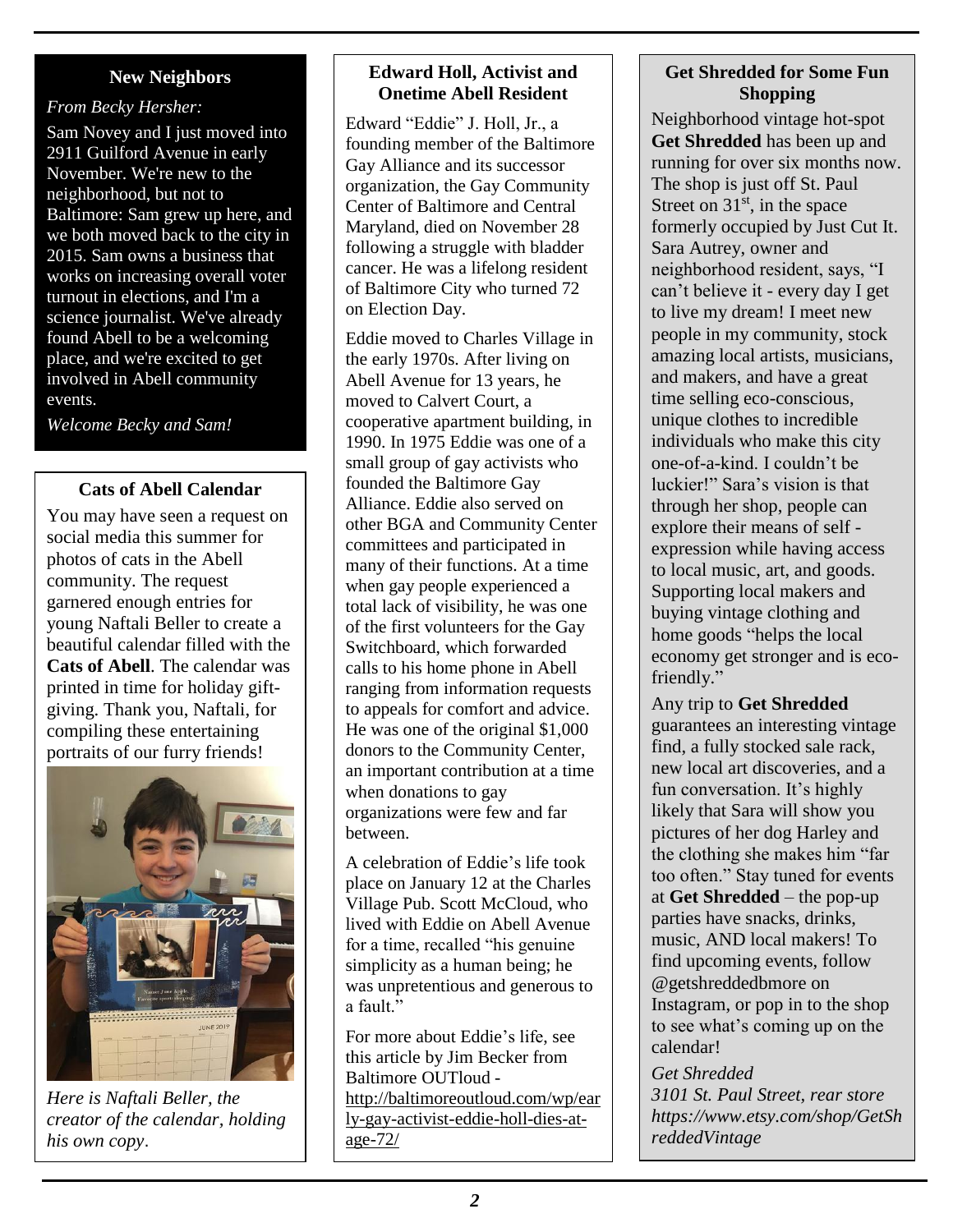## New Neighbors

*From Becky Hersher:*

Sam Novey and I just moved into 2911 Guilford Avenue in early November. We're new to the neighborhood, but not to Baltimore: Sam grew up here, and we both moved back to the city in 2015. Sam owns a business that works on increasing overall voter turnout in elections, and I'm a science journalist. We've already found Abell to be a welcoming place, and we're excited to get involved in Abell community events.

*Welcome Becky and Sam!*

## Cats of Abell Calendar

You may have seen a request on social media this summer for photos of cats in the Abell community. The request garnered enough entries for young Naftali Beller to create a beautiful calendar filled with the **Cats of Abell**. The calendar was printed in time for holiday gift-giving. Thank you, Naftali, for compiling these entertaining portraits of our furry friends!

*Here is Naftali Beller, the creator of the calendar, holding his own copy.*

## Edward Holl, Activist and Onetime Abell Resident

Edward "Eddie" J. Holl, Jr., a founding member of the Baltimore Gay Alliance and its successor organization, the Gay Community Center of Baltimore and Central Maryland, died on November 28 following a struggle with bladder cancer. He was a lifelong resident of Baltimore City who turned 72 on Election Day.

Eddie moved to Charles Village in the early 1970s. After living on Abell Avenue for 13 years, he moved to Calvert Court, a cooperative apartment building, in 1990. In 1975 Eddie was one of a small group of gay activists who founded the Baltimore Gay Alliance. Eddie also served on other BGA and Community Center committees and participated in many of their functions. At a time when gay people experienced a total lack of visibility, he was one of the first volunteers for the Gay Switchboard, which forwarded calls to his home phone in Abell ranging from information requests to appeals for comfort and advice. He was one of the original $1,000 donors to the Community Center, an important contribution at a time when donations to gay organizations were few and far between.

A celebration of Eddie's life took place on January 12 at the Charles Village Pub. Scott McCloud, who lived with Eddie on Abell Avenue for a time, recalled "his genuine simplicity as a human being; he was unpretentious and generous to a fault."

For more about Eddie's life, see this article by Jim Becker from Baltimore OUTloud - http://baltimoreoutloud.com/wp/early-gay-activist-eddie-holl-dies-at-age-72/

## Get Shredded for Some Fun Shopping

Neighborhood vintage hot-spot **Get Shredded** has been up and running for over six months now. The shop is just off St. Paul Street on 31st, in the space formerly occupied by Just Cut It. Sara Autrey, owner and neighborhood resident, says, "I can't believe it - every day I get to live my dream! I meet new people in my community, stock amazing local artists, musicians, and makers, and have a great time selling eco-conscious, unique clothes to incredible individuals who make this city one-of-a-kind. I couldn't be luckier!" Sara's vision is that through her shop, people can explore their means of self - expression while having access to local music, art, and goods. Supporting local makers and buying vintage clothing and home goods "helps the local economy get stronger and is eco-friendly."

Any trip to **Get Shredded** guarantees an interesting vintage find, a fully stocked sale rack, new local art discoveries, and a fun conversation. It's highly likely that Sara will show you pictures of her dog Harley and the clothing she makes him "far too often." Stay tuned for events at **Get Shredded** – the pop-up parties have snacks, drinks, music, AND local makers! To find upcoming events, follow @getshreddedbmore on Instagram, or pop in to the shop to see what's coming up on the calendar!

*Get Shredded*
*3101 St. Paul Street, rear store*
*https://www.etsy.com/shop/GetShreddedVintage*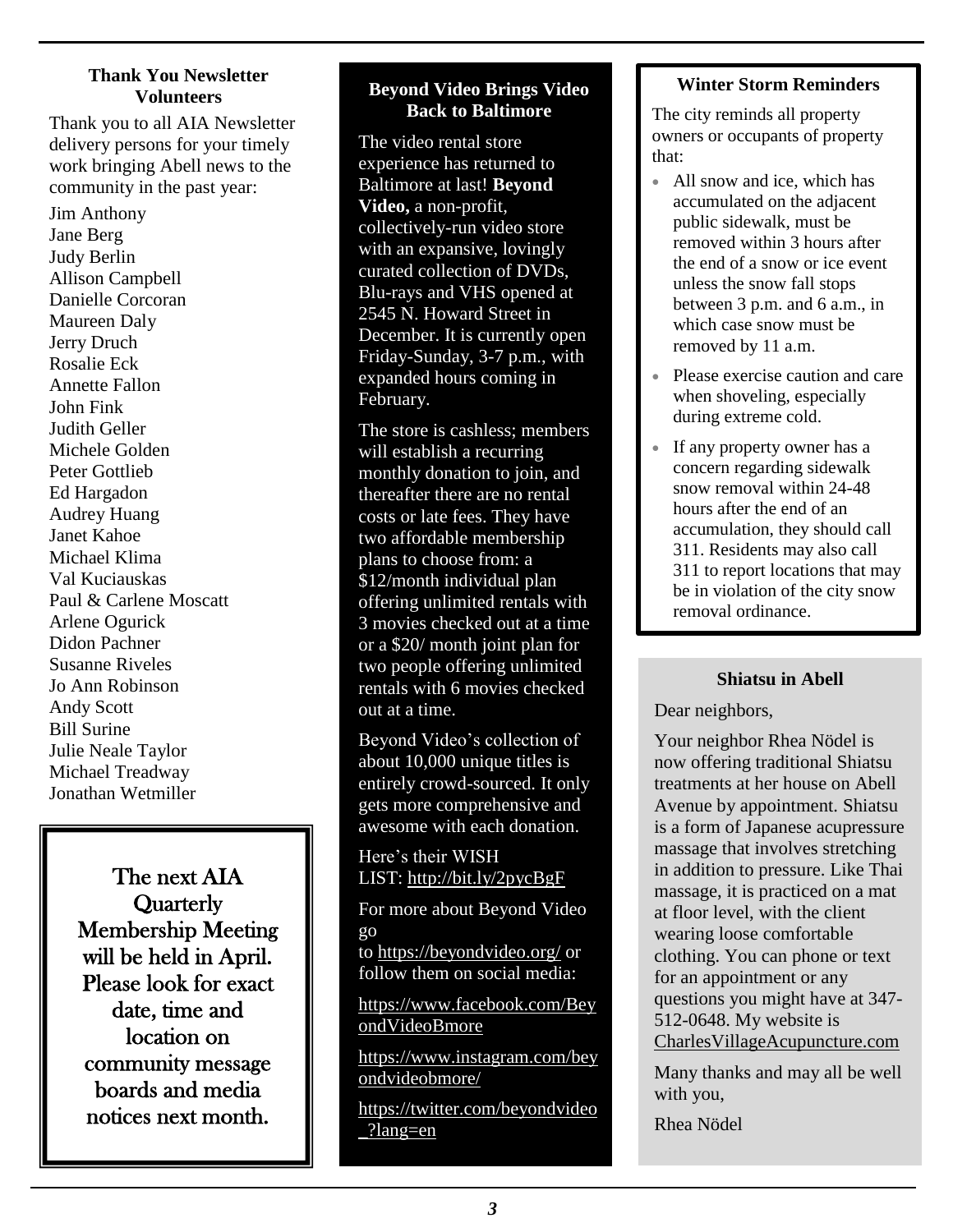### Thank You Newsletter Volunteers

Thank you to all AIA Newsletter delivery persons for your timely work bringing Abell news to the community in the past year:

Jim Anthony
Jane Berg
Judy Berlin
Allison Campbell
Danielle Corcoran
Maureen Daly
Jerry Druch
Rosalie Eck
Annette Fallon
John Fink
Judith Geller
Michele Golden
Peter Gottlieb
Ed Hargadon
Audrey Huang
Janet Kahoe
Michael Klima
Val Kuciauskas
Paul & Carlene Moscatt
Arlene Ogurick
Didon Pachner
Susanne Riveles
Jo Ann Robinson
Andy Scott
Bill Surine
Julie Neale Taylor
Michael Treadway
Jonathan Wetmiller

The next AIA Quarterly Membership Meeting will be held in April. Please look for exact date, time and location on community message boards and media notices next month.

### Beyond Video Brings Video Back to Baltimore

The video rental store experience has returned to Baltimore at last! **Beyond Video,** a non-profit, collectively-run video store with an expansive, lovingly curated collection of DVDs, Blu-rays and VHS opened at 2545 N. Howard Street in December. It is currently open Friday-Sunday, 3-7 p.m., with expanded hours coming in February.

The store is cashless; members will establish a recurring monthly donation to join, and thereafter there are no rental costs or late fees. They have two affordable membership plans to choose from: a $12/month individual plan offering unlimited rentals with 3 movies checked out at a time or a $20/ month joint plan for two people offering unlimited rentals with 6 movies checked out at a time.

Beyond Video's collection of about 10,000 unique titles is entirely crowd-sourced. It only gets more comprehensive and awesome with each donation.

Here's their WISH LIST: http://bit.ly/2pycBgF

For more about Beyond Video go to https://beyondvideo.org/ or follow them on social media:

https://www.facebook.com/BeyondVideoBmore

https://www.instagram.com/beyondvideobmore/

https://twitter.com/beyondvideo_?lang=en

### Winter Storm Reminders

The city reminds all property owners or occupants of property that:

- All snow and ice, which has accumulated on the adjacent public sidewalk, must be removed within 3 hours after the end of a snow or ice event unless the snow fall stops between 3 p.m. and 6 a.m., in which case snow must be removed by 11 a.m.
- Please exercise caution and care when shoveling, especially during extreme cold.
- If any property owner has a concern regarding sidewalk snow removal within 24-48 hours after the end of an accumulation, they should call 311. Residents may also call 311 to report locations that may be in violation of the city snow removal ordinance.

### Shiatsu in Abell

Dear neighbors,

Your neighbor Rhea Nödel is now offering traditional Shiatsu treatments at her house on Abell Avenue by appointment. Shiatsu is a form of Japanese acupressure massage that involves stretching in addition to pressure. Like Thai massage, it is practiced on a mat at floor level, with the client wearing loose comfortable clothing. You can phone or text for an appointment or any questions you might have at 347-512-0648. My website is CharlesVillageAcupuncture.com

Many thanks and may all be well with you,

Rhea Nödel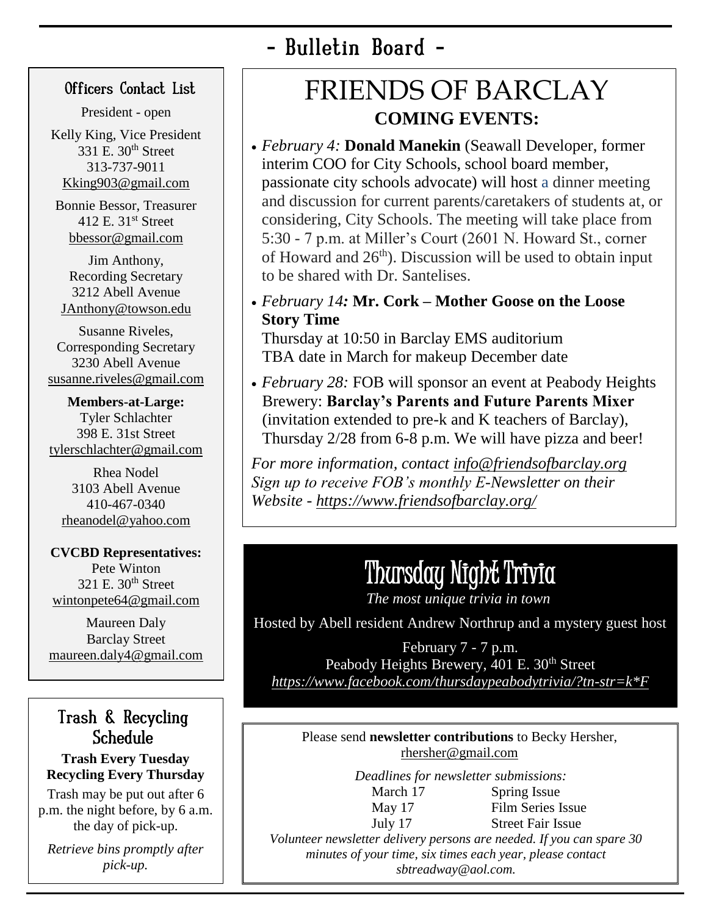# - Bulletin Board -

## Officers Contact List

President - open

Kelly King, Vice President
331 E. 30th Street
313-737-9011
Kking903@gmail.com

Bonnie Bessor, Treasurer
412 E. 31st Street
bbessor@gmail.com

Jim Anthony,
Recording Secretary
3212 Abell Avenue
JAnthony@towson.edu

Susanne Riveles,
Corresponding Secretary
3230 Abell Avenue
susanne.riveles@gmail.com

**Members-at-Large:**
Tyler Schlachter
398 E. 31st Street
tylerschlachter@gmail.com

Rhea Nodel
3103 Abell Avenue
410-467-0340
rheanodel@yahoo.com

**CVCBD Representatives:**
Pete Winton
321 E. 30th Street
wintonpete64@gmail.com

Maureen Daly
Barclay Street
maureen.daly4@gmail.com

## Trash & Recycling Schedule

**Trash Every Tuesday**
**Recycling Every Thursday**

Trash may be put out after 6 p.m. the night before, by 6 a.m. the day of pick-up.

*Retrieve bins promptly after pick-up.*

# FRIENDS OF BARCLAY

## COMING EVENTS:

- *February 4:* **Donald Manekin** (Seawall Developer, former interim COO for City Schools, school board member, passionate city schools advocate) will host a dinner meeting and discussion for current parents/caretakers of students at, or considering, City Schools. The meeting will take place from 5:30 - 7 p.m. at Miller's Court (2601 N. Howard St., corner of Howard and 26th). Discussion will be used to obtain input to be shared with Dr. Santelises.
- *February 14:* **Mr. Cork – Mother Goose on the Loose Story Time**
  Thursday at 10:50 in Barclay EMS auditorium
  TBA date in March for makeup December date
- *February 28:* FOB will sponsor an event at Peabody Heights Brewery: **Barclay's Parents and Future Parents Mixer** (invitation extended to pre-k and K teachers of Barclay), Thursday 2/28 from 6-8 p.m. We will have pizza and beer!

*For more information, contact info@friendsofbarclay.org*
*Sign up to receive FOB's monthly E-Newsletter on their Website - https://www.friendsofbarclay.org/*

## Thursday Night Trivia

*The most unique trivia in town*

Hosted by Abell resident Andrew Northrup and a mystery guest host

February 7 - 7 p.m.
Peabody Heights Brewery, 401 E. 30th Street
*https://www.facebook.com/thursdaypeabodytrivia/?tn-str=k*F*

Please send **newsletter contributions** to Becky Hersher, rhersher@gmail.com

*Deadlines for newsletter submissions:*

| | |
|---|---|
| March 17 | Spring Issue |
| May 17 | Film Series Issue |
| July 17 | Street Fair Issue |

*Volunteer newsletter delivery persons are needed. If you can spare 30 minutes of your time, six times each year, please contact sbtreadway@aol.com.*